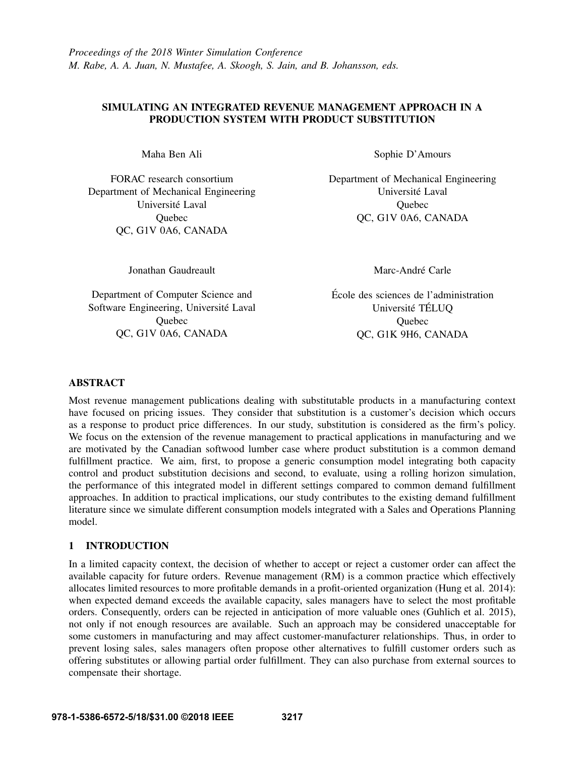# SIMULATING AN INTEGRATED REVENUE MANAGEMENT APPROACH IN A PRODUCTION SYSTEM WITH PRODUCT SUBSTITUTION

Maha Ben Ali

FORAC research consortium
Department of Mechanical Engineering
Université Laval
Quebec
QC, G1V 0A6, CANADA

Sophie D'Amours

Department of Mechanical Engineering
Université Laval
Quebec
QC, G1V 0A6, CANADA

Jonathan Gaudreault

Department of Computer Science and
Software Engineering, Université Laval
Quebec
QC, G1V 0A6, CANADA

Marc-André Carle

École des sciences de l'administration
Université TÉLUQ
Quebec
QC, G1K 9H6, CANADA

## ABSTRACT

Most revenue management publications dealing with substitutable products in a manufacturing context have focused on pricing issues. They consider that substitution is a customer's decision which occurs as a response to product price differences. In our study, substitution is considered as the firm's policy. We focus on the extension of the revenue management to practical applications in manufacturing and we are motivated by the Canadian softwood lumber case where product substitution is a common demand fulfillment practice. We aim, first, to propose a generic consumption model integrating both capacity control and product substitution decisions and second, to evaluate, using a rolling horizon simulation, the performance of this integrated model in different settings compared to common demand fulfillment approaches. In addition to practical implications, our study contributes to the existing demand fulfillment literature since we simulate different consumption models integrated with a Sales and Operations Planning model.

## 1 INTRODUCTION

In a limited capacity context, the decision of whether to accept or reject a customer order can affect the available capacity for future orders. Revenue management (RM) is a common practice which effectively allocates limited resources to more profitable demands in a profit-oriented organization (Hung et al. 2014): when expected demand exceeds the available capacity, sales managers have to select the most profitable orders. Consequently, orders can be rejected in anticipation of more valuable ones (Guhlich et al. 2015), not only if not enough resources are available. Such an approach may be considered unacceptable for some customers in manufacturing and may affect customer-manufacturer relationships. Thus, in order to prevent losing sales, sales managers often propose other alternatives to fulfill customer orders such as offering substitutes or allowing partial order fulfillment. They can also purchase from external sources to compensate their shortage.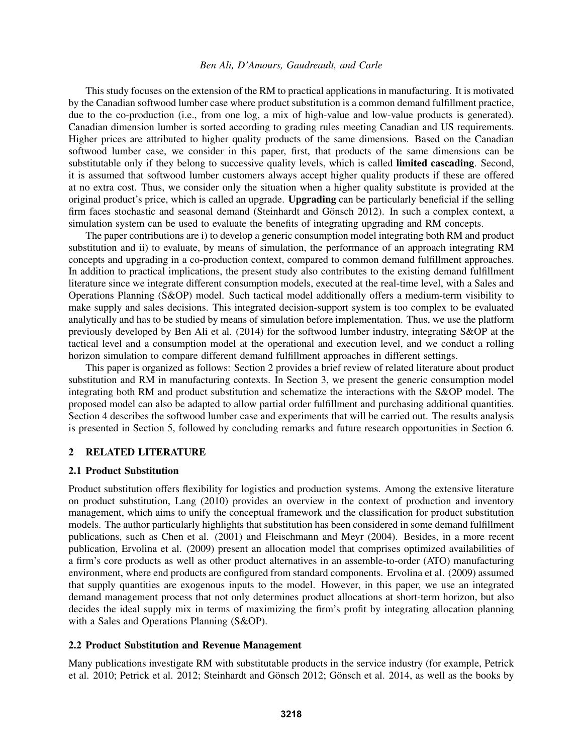This study focuses on the extension of the RM to practical applications in manufacturing. It is motivated by the Canadian softwood lumber case where product substitution is a common demand fulfillment practice, due to the co-production (i.e., from one log, a mix of high-value and low-value products is generated). Canadian dimension lumber is sorted according to grading rules meeting Canadian and US requirements. Higher prices are attributed to higher quality products of the same dimensions. Based on the Canadian softwood lumber case, we consider in this paper, first, that products of the same dimensions can be substitutable only if they belong to successive quality levels, which is called **limited cascading**. Second, it is assumed that softwood lumber customers always accept higher quality products if these are offered at no extra cost. Thus, we consider only the situation when a higher quality substitute is provided at the original product's price, which is called an upgrade. **Upgrading** can be particularly beneficial if the selling firm faces stochastic and seasonal demand (Steinhardt and Gönsch 2012). In such a complex context, a simulation system can be used to evaluate the benefits of integrating upgrading and RM concepts.

The paper contributions are i) to develop a generic consumption model integrating both RM and product substitution and ii) to evaluate, by means of simulation, the performance of an approach integrating RM concepts and upgrading in a co-production context, compared to common demand fulfillment approaches. In addition to practical implications, the present study also contributes to the existing demand fulfillment literature since we integrate different consumption models, executed at the real-time level, with a Sales and Operations Planning (S&OP) model. Such tactical model additionally offers a medium-term visibility to make supply and sales decisions. This integrated decision-support system is too complex to be evaluated analytically and has to be studied by means of simulation before implementation. Thus, we use the platform previously developed by Ben Ali et al. (2014) for the softwood lumber industry, integrating S&OP at the tactical level and a consumption model at the operational and execution level, and we conduct a rolling horizon simulation to compare different demand fulfillment approaches in different settings.

This paper is organized as follows: Section 2 provides a brief review of related literature about product substitution and RM in manufacturing contexts. In Section 3, we present the generic consumption model integrating both RM and product substitution and schematize the interactions with the S&OP model. The proposed model can also be adapted to allow partial order fulfillment and purchasing additional quantities. Section 4 describes the softwood lumber case and experiments that will be carried out. The results analysis is presented in Section 5, followed by concluding remarks and future research opportunities in Section 6.

## 2 RELATED LITERATURE

### 2.1 Product Substitution

Product substitution offers flexibility for logistics and production systems. Among the extensive literature on product substitution, Lang (2010) provides an overview in the context of production and inventory management, which aims to unify the conceptual framework and the classification for product substitution models. The author particularly highlights that substitution has been considered in some demand fulfillment publications, such as Chen et al. (2001) and Fleischmann and Meyr (2004). Besides, in a more recent publication, Ervolina et al. (2009) present an allocation model that comprises optimized availabilities of a firm's core products as well as other product alternatives in an assemble-to-order (ATO) manufacturing environment, where end products are configured from standard components. Ervolina et al. (2009) assumed that supply quantities are exogenous inputs to the model. However, in this paper, we use an integrated demand management process that not only determines product allocations at short-term horizon, but also decides the ideal supply mix in terms of maximizing the firm's profit by integrating allocation planning with a Sales and Operations Planning (S&OP).

### 2.2 Product Substitution and Revenue Management

Many publications investigate RM with substitutable products in the service industry (for example, Petrick et al. 2010; Petrick et al. 2012; Steinhardt and Gönsch 2012; Gönsch et al. 2014, as well as the books by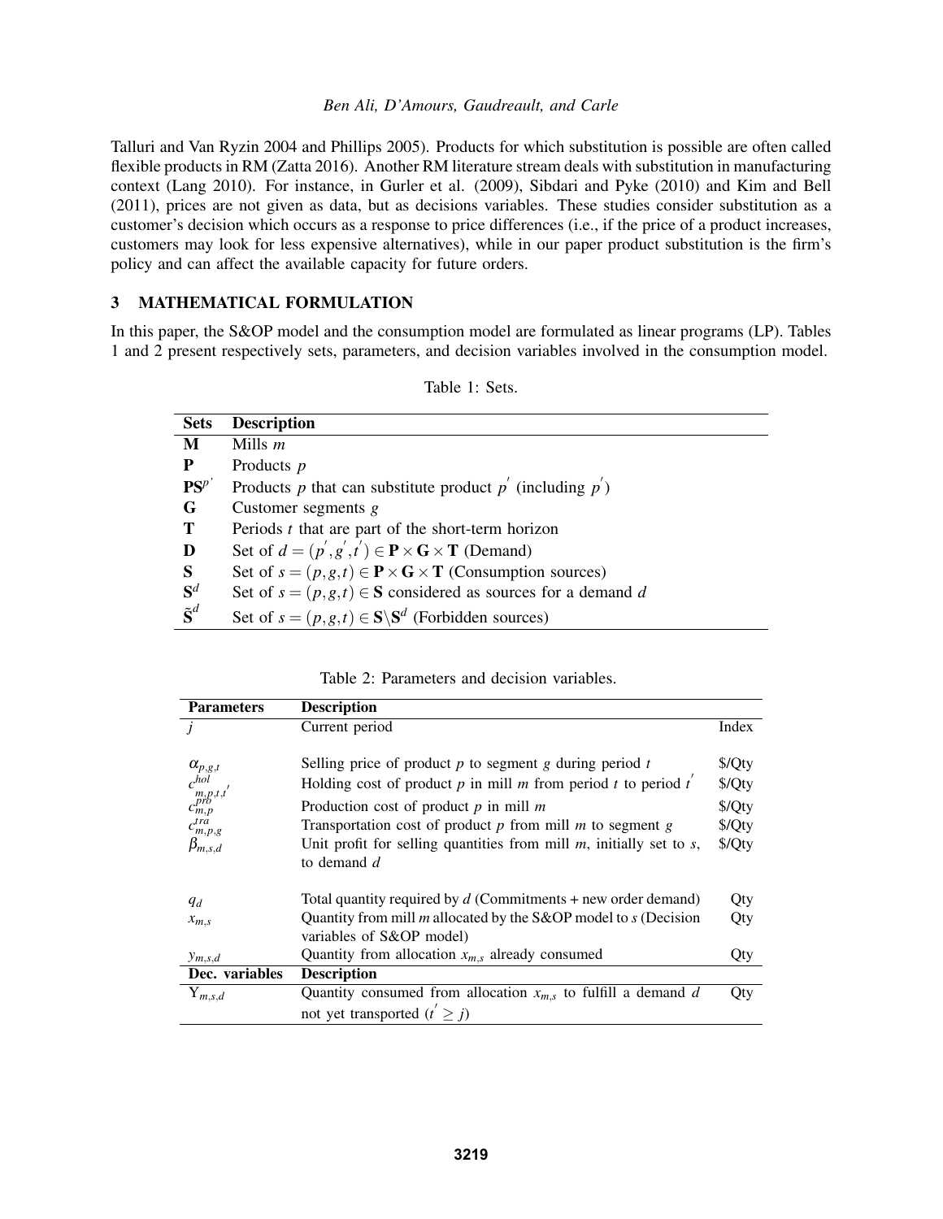Talluri and Van Ryzin 2004 and Phillips 2005). Products for which substitution is possible are often called flexible products in RM (Zatta 2016). Another RM literature stream deals with substitution in manufacturing context (Lang 2010). For instance, in Gurler et al. (2009), Sibdari and Pyke (2010) and Kim and Bell (2011), prices are not given as data, but as decisions variables. These studies consider substitution as a customer's decision which occurs as a response to price differences (i.e., if the price of a product increases, customers may look for less expensive alternatives), while in our paper product substitution is the firm's policy and can affect the available capacity for future orders.

## 3 MATHEMATICAL FORMULATION

In this paper, the S&OP model and the consumption model are formulated as linear programs (LP). Tables 1 and 2 present respectively sets, parameters, and decision variables involved in the consumption model.

Table 1: Sets.

| Sets | Description |
|---|---|
| $\mathbf{M}$ | Mills $m$ |
| $\mathbf{P}$ | Products $p$ |
| $\mathbf{PS}^{p'}$ | Products $p$ that can substitute product $p'$ (including $p'$) |
| $\mathbf{G}$ | Customer segments $g$ |
| $\mathbf{T}$ | Periods $t$ that are part of the short-term horizon |
| $\mathbf{D}$ | Set of $d = (p', g', t') \in \mathbf{P} \times \mathbf{G} \times \mathbf{T}$ (Demand) |
| $\mathbf{S}$ | Set of $s = (p, g, t) \in \mathbf{P} \times \mathbf{G} \times \mathbf{T}$ (Consumption sources) |
| $\mathbf{S}^d$ | Set of $s = (p, g, t) \in \mathbf{S}$ considered as sources for a demand $d$ |
| $\tilde{\mathbf{S}}^d$ | Set of $s = (p, g, t) \in \mathbf{S} \backslash \mathbf{S}^d$ (Forbidden sources) |

Table 2: Parameters and decision variables.

| Parameters | Description | |
|---|---|---|
| $j$ | Current period | Index |
| $\alpha_{p,g,t}$ | Selling price of product $p$ to segment $g$ during period $t$ | \$/Qty |
| $c^{hol}_{m,p,t,t'}$ | Holding cost of product $p$ in mill $m$ from period $t$ to period $t'$ | \$/Qty |
| $c^{pro}_{m,p}$ | Production cost of product $p$ in mill $m$ | \$/Qty |
| $c^{tra}_{m,p,g}$ | Transportation cost of product $p$ from mill $m$ to segment $g$ | \$/Qty |
| $\beta_{m,s,d}$ | Unit profit for selling quantities from mill $m$, initially set to $s$, to demand $d$ | \$/Qty |
| $q_d$ | Total quantity required by $d$ (Commitments + new order demand) | Qty |
| $x_{m,s}$ | Quantity from mill $m$ allocated by the S&OP model to $s$ (Decision variables of S&OP model) | Qty |
| $y_{m,s,d}$ | Quantity from allocation $x_{m,s}$ already consumed | Qty |
| **Dec. variables** | **Description** | |
| $\mathrm{Y}_{m,s,d}$ | Quantity consumed from allocation $x_{m,s}$ to fulfill a demand $d$ not yet transported ($t' \geq j$) | Qty |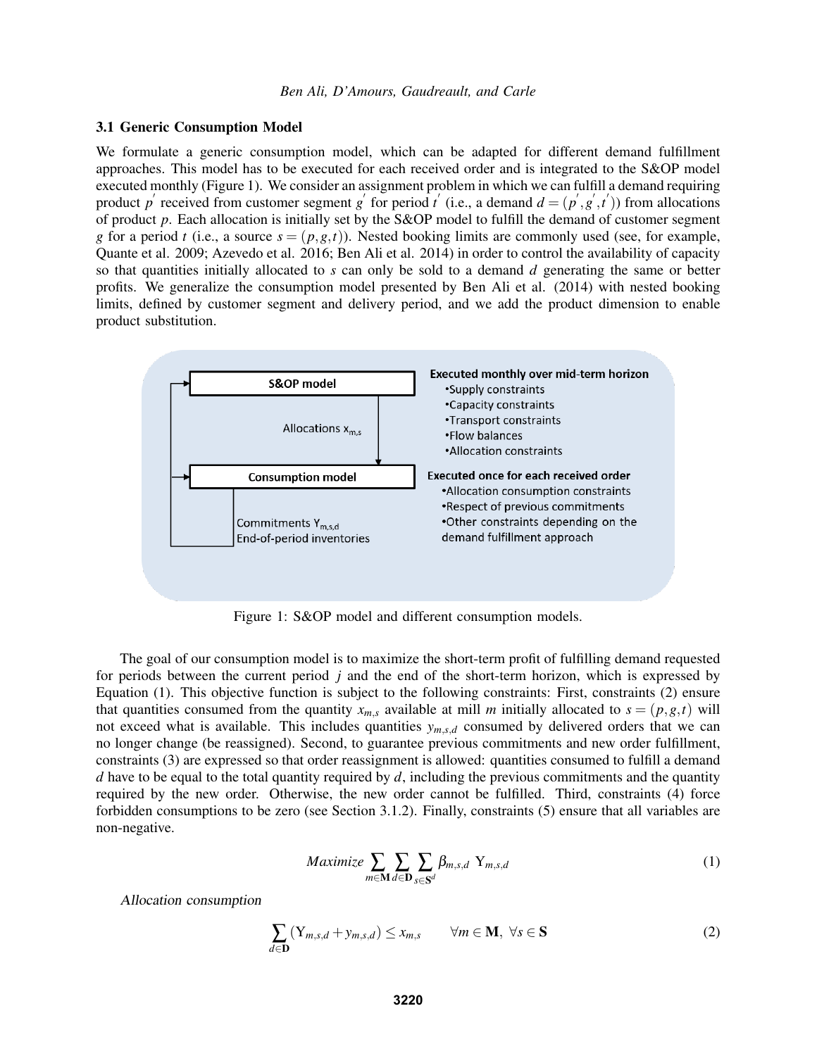### 3.1 Generic Consumption Model

We formulate a generic consumption model, which can be adapted for different demand fulfillment approaches. This model has to be executed for each received order and is integrated to the S&OP model executed monthly (Figure 1). We consider an assignment problem in which we can fulfill a demand requiring product $p'$ received from customer segment $g'$ for period $t'$ (i.e., a demand $d = (p', g', t')$) from allocations of product $p$. Each allocation is initially set by the S&OP model to fulfill the demand of customer segment $g$ for a period $t$ (i.e., a source $s = (p, g, t)$). Nested booking limits are commonly used (see, for example, Quante et al. 2009; Azevedo et al. 2016; Ben Ali et al. 2014) in order to control the availability of capacity so that quantities initially allocated to $s$ can only be sold to a demand $d$ generating the same or better profits. We generalize the consumption model presented by Ben Ali et al. (2014) with nested booking limits, defined by customer segment and delivery period, and we add the product dimension to enable product substitution.

Figure 1: S&OP model and different consumption models.

The goal of our consumption model is to maximize the short-term profit of fulfilling demand requested for periods between the current period $j$ and the end of the short-term horizon, which is expressed by Equation (1). This objective function is subject to the following constraints: First, constraints (2) ensure that quantities consumed from the quantity $x_{m,s}$ available at mill $m$ initially allocated to $s = (p, g, t)$ will not exceed what is available. This includes quantities $y_{m,s,d}$ consumed by delivered orders that we can no longer change (be reassigned). Second, to guarantee previous commitments and new order fulfillment, constraints (3) are expressed so that order reassignment is allowed: quantities consumed to fulfill a demand $d$ have to be equal to the total quantity required by $d$, including the previous commitments and the quantity required by the new order. Otherwise, the new order cannot be fulfilled. Third, constraints (4) force forbidden consumptions to be zero (see Section 3.1.2). Finally, constraints (5) ensure that all variables are non-negative.

$$Maximize \sum_{m \in \mathbf{M}} \sum_{d \in \mathbf{D}} \sum_{s \in \mathbf{S}^d} \beta_{m,s,d} \ \mathrm{Y}_{m,s,d} \tag{1}$$

*Allocation consumption*

$$\sum_{d \in \mathbf{D}} (\mathrm{Y}_{m,s,d} + y_{m,s,d}) \leq x_{m,s} \qquad \forall m \in \mathbf{M}, \ \forall s \in \mathbf{S} \tag{2}$$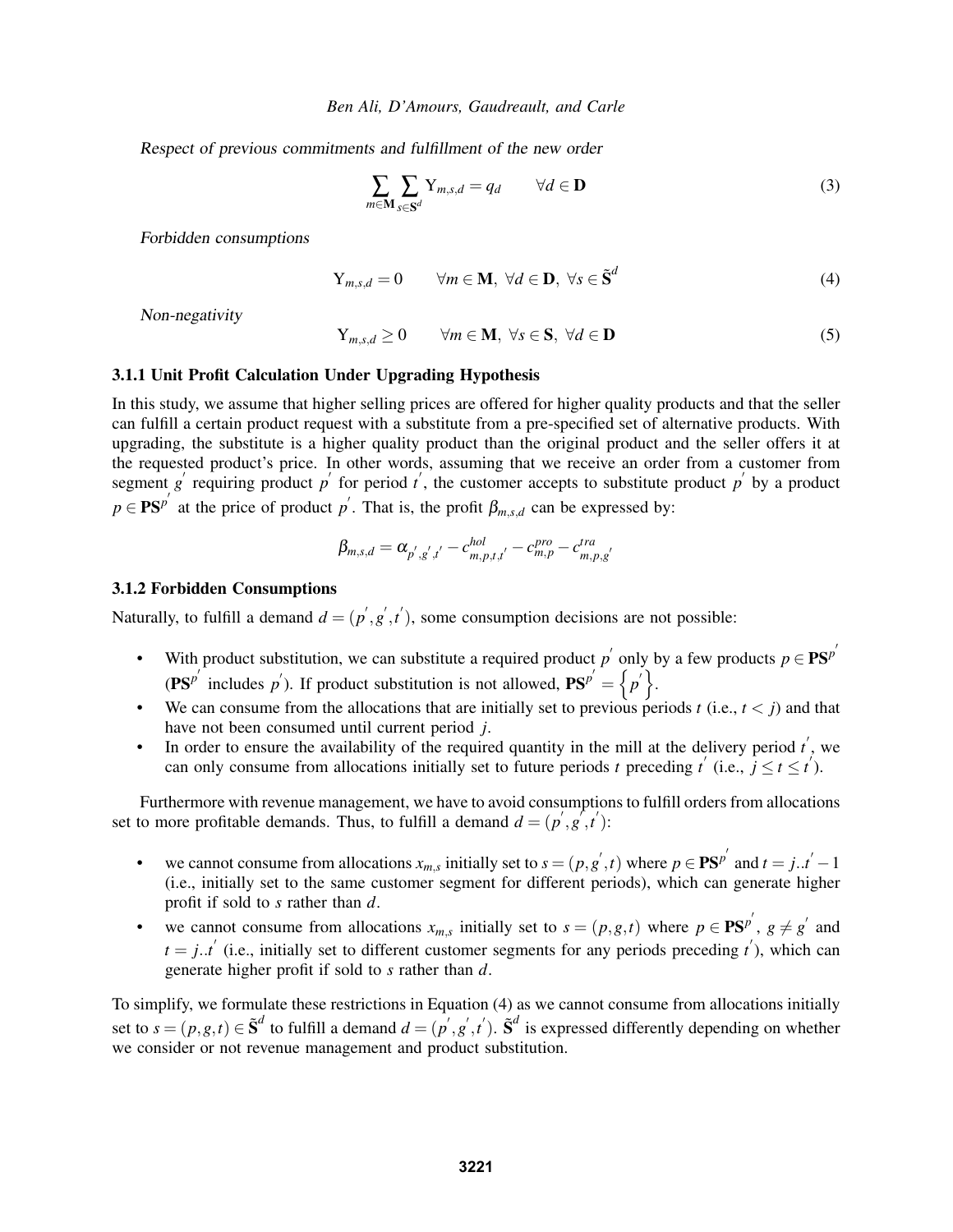*Respect of previous commitments and fulfillment of the new order*

$$\sum_{m \in \mathbf{M}} \sum_{s \in \mathbf{S}^d} \mathrm{Y}_{m,s,d} = q_d \qquad \forall d \in \mathbf{D} \tag{3}$$

*Forbidden consumptions*

$$\mathrm{Y}_{m,s,d} = 0 \qquad \forall m \in \mathbf{M},\ \forall d \in \mathbf{D},\ \forall s \in \tilde{\mathbf{S}}^d \tag{4}$$

*Non-negativity*

$$\mathrm{Y}_{m,s,d} \geq 0 \qquad \forall m \in \mathbf{M},\ \forall s \in \mathbf{S},\ \forall d \in \mathbf{D} \tag{5}$$

### 3.1.1 Unit Profit Calculation Under Upgrading Hypothesis

In this study, we assume that higher selling prices are offered for higher quality products and that the seller can fulfill a certain product request with a substitute from a pre-specified set of alternative products. With upgrading, the substitute is a higher quality product than the original product and the seller offers it at the requested product's price. In other words, assuming that we receive an order from a customer from segment $g'$ requiring product $p'$ for period $t'$, the customer accepts to substitute product $p'$ by a product $p \in \mathbf{PS}^{p'}$ at the price of product $p'$. That is, the profit $\beta_{m,s,d}$ can be expressed by:

$$\beta_{m,s,d} = \alpha_{p',g',t'} - c^{hol}_{m,p,t,t'} - c^{pro}_{m,p} - c^{tra}_{m,p,g'}$$

### 3.1.2 Forbidden Consumptions

Naturally, to fulfill a demand $d = (p', g', t')$, some consumption decisions are not possible:

- With product substitution, we can substitute a required product $p'$ only by a few products $p \in \mathbf{PS}^{p'}$ ($\mathbf{PS}^{p'}$ includes $p'$). If product substitution is not allowed, $\mathbf{PS}^{p'} = \left\{p'\right\}$.
- We can consume from the allocations that are initially set to previous periods $t$ (i.e., $t < j$) and that have not been consumed until current period $j$.
- In order to ensure the availability of the required quantity in the mill at the delivery period $t'$, we can only consume from allocations initially set to future periods $t$ preceding $t'$ (i.e., $j \leq t \leq t'$).

Furthermore with revenue management, we have to avoid consumptions to fulfill orders from allocations set to more profitable demands. Thus, to fulfill a demand $d = (p', g', t')$:

- we cannot consume from allocations $x_{m,s}$ initially set to $s = (p, g', t)$ where $p \in \mathbf{PS}^{p'}$ and $t = j..t' - 1$ (i.e., initially set to the same customer segment for different periods), which can generate higher profit if sold to $s$ rather than $d$.
- we cannot consume from allocations $x_{m,s}$ initially set to $s = (p, g, t)$ where $p \in \mathbf{PS}^{p'}$, $g \neq g'$ and $t = j..t'$ (i.e., initially set to different customer segments for any periods preceding $t'$), which can generate higher profit if sold to $s$ rather than $d$.

To simplify, we formulate these restrictions in Equation (4) as we cannot consume from allocations initially set to $s = (p, g, t) \in \tilde{\mathbf{S}}^d$ to fulfill a demand $d = (p', g', t')$. $\tilde{\mathbf{S}}^d$ is expressed differently depending on whether we consider or not revenue management and product substitution.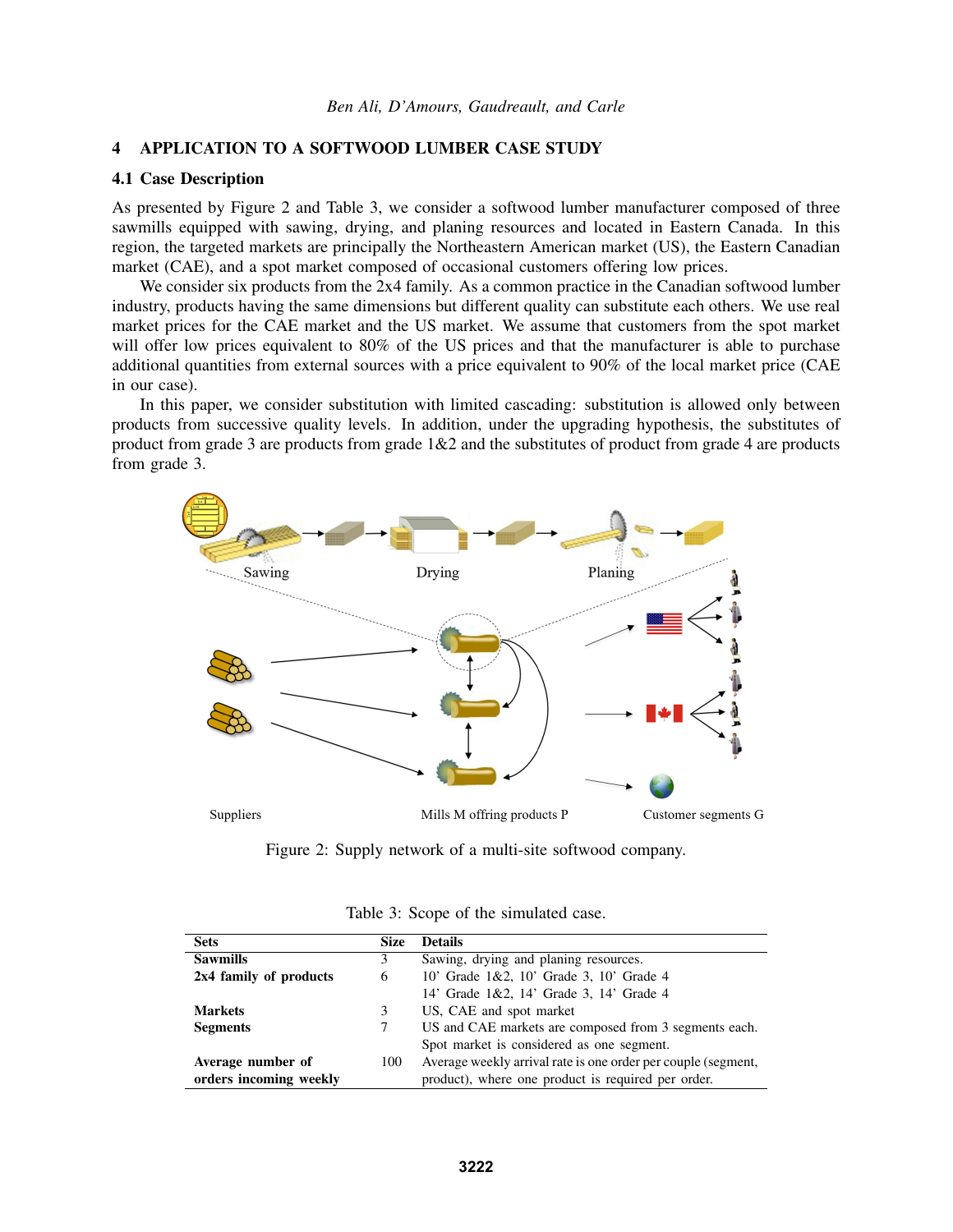## 4 APPLICATION TO A SOFTWOOD LUMBER CASE STUDY

### 4.1 Case Description

As presented by Figure 2 and Table 3, we consider a softwood lumber manufacturer composed of three sawmills equipped with sawing, drying, and planing resources and located in Eastern Canada. In this region, the targeted markets are principally the Northeastern American market (US), the Eastern Canadian market (CAE), and a spot market composed of occasional customers offering low prices.

We consider six products from the 2x4 family. As a common practice in the Canadian softwood lumber industry, products having the same dimensions but different quality can substitute each others. We use real market prices for the CAE market and the US market. We assume that customers from the spot market will offer low prices equivalent to 80% of the US prices and that the manufacturer is able to purchase additional quantities from external sources with a price equivalent to 90% of the local market price (CAE in our case).

In this paper, we consider substitution with limited cascading: substitution is allowed only between products from successive quality levels. In addition, under the upgrading hypothesis, the substitutes of product from grade 3 are products from grade 1&2 and the substitutes of product from grade 4 are products from grade 3.

Figure 2: Supply network of a multi-site softwood company.

Table 3: Scope of the simulated case.

| Sets | Size | Details |
|---|---|---|
| **Sawmills** | 3 | Sawing, drying and planing resources. |
| **2x4 family of products** | 6 | 10’ Grade 1&2, 10’ Grade 3, 10’ Grade 4<br>14’ Grade 1&2, 14’ Grade 3, 14’ Grade 4 |
| **Markets** | 3 | US, CAE and spot market |
| **Segments** | 7 | US and CAE markets are composed from 3 segments each.<br>Spot market is considered as one segment. |
| **Average number of orders incoming weekly** | 100 | Average weekly arrival rate is one order per couple (segment, product), where one product is required per order. |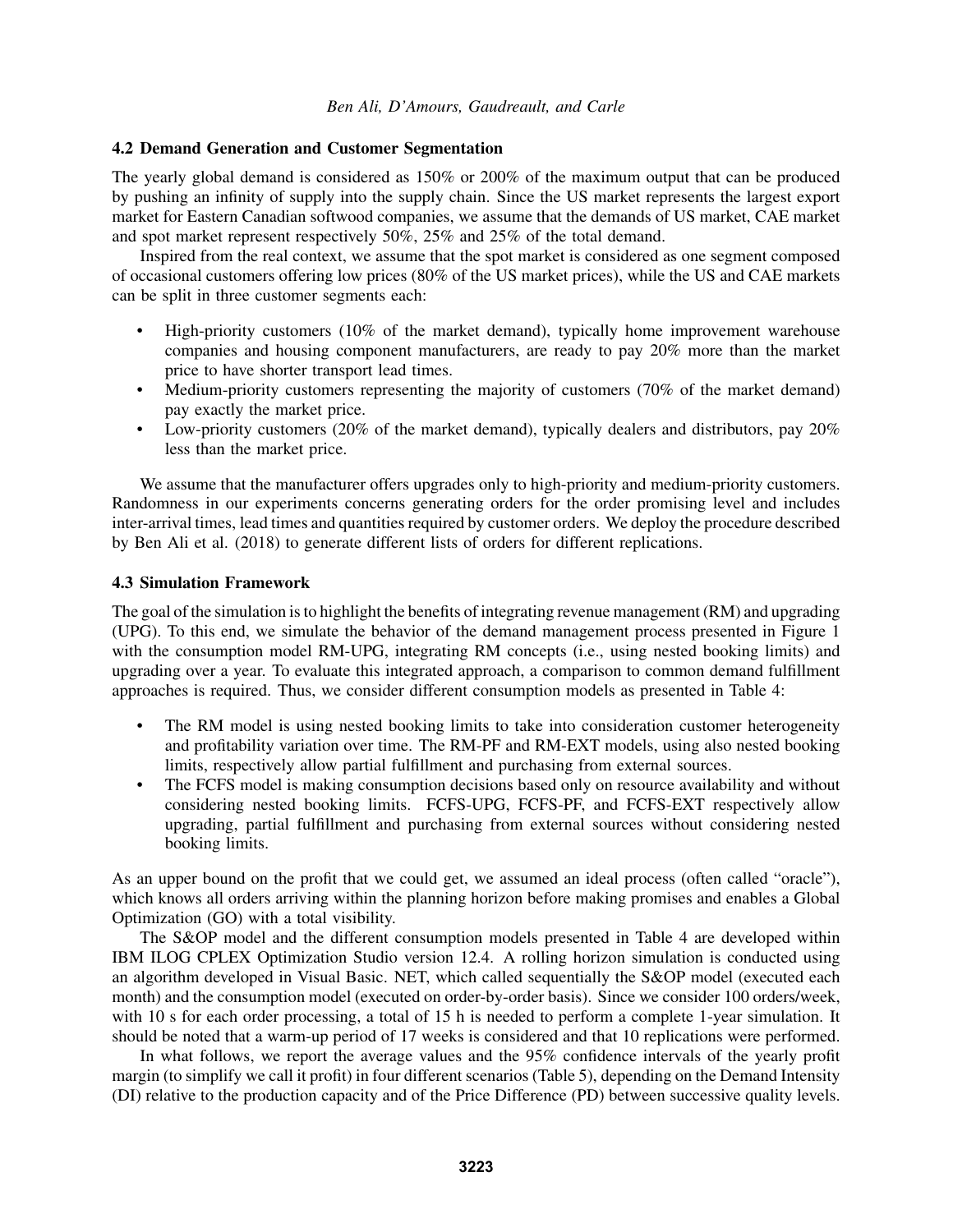### 4.2 Demand Generation and Customer Segmentation

The yearly global demand is considered as 150% or 200% of the maximum output that can be produced by pushing an infinity of supply into the supply chain. Since the US market represents the largest export market for Eastern Canadian softwood companies, we assume that the demands of US market, CAE market and spot market represent respectively 50%, 25% and 25% of the total demand.

Inspired from the real context, we assume that the spot market is considered as one segment composed of occasional customers offering low prices (80% of the US market prices), while the US and CAE markets can be split in three customer segments each:

- High-priority customers (10% of the market demand), typically home improvement warehouse companies and housing component manufacturers, are ready to pay 20% more than the market price to have shorter transport lead times.
- Medium-priority customers representing the majority of customers (70% of the market demand) pay exactly the market price.
- Low-priority customers (20% of the market demand), typically dealers and distributors, pay 20% less than the market price.

We assume that the manufacturer offers upgrades only to high-priority and medium-priority customers. Randomness in our experiments concerns generating orders for the order promising level and includes inter-arrival times, lead times and quantities required by customer orders. We deploy the procedure described by Ben Ali et al. (2018) to generate different lists of orders for different replications.

### 4.3 Simulation Framework

The goal of the simulation is to highlight the benefits of integrating revenue management (RM) and upgrading (UPG). To this end, we simulate the behavior of the demand management process presented in Figure 1 with the consumption model RM-UPG, integrating RM concepts (i.e., using nested booking limits) and upgrading over a year. To evaluate this integrated approach, a comparison to common demand fulfillment approaches is required. Thus, we consider different consumption models as presented in Table 4:

- The RM model is using nested booking limits to take into consideration customer heterogeneity and profitability variation over time. The RM-PF and RM-EXT models, using also nested booking limits, respectively allow partial fulfillment and purchasing from external sources.
- The FCFS model is making consumption decisions based only on resource availability and without considering nested booking limits. FCFS-UPG, FCFS-PF, and FCFS-EXT respectively allow upgrading, partial fulfillment and purchasing from external sources without considering nested booking limits.

As an upper bound on the profit that we could get, we assumed an ideal process (often called "oracle"), which knows all orders arriving within the planning horizon before making promises and enables a Global Optimization (GO) with a total visibility.

The S&OP model and the different consumption models presented in Table 4 are developed within IBM ILOG CPLEX Optimization Studio version 12.4. A rolling horizon simulation is conducted using an algorithm developed in Visual Basic. NET, which called sequentially the S&OP model (executed each month) and the consumption model (executed on order-by-order basis). Since we consider 100 orders/week, with 10 s for each order processing, a total of 15 h is needed to perform a complete 1-year simulation. It should be noted that a warm-up period of 17 weeks is considered and that 10 replications were performed.

In what follows, we report the average values and the 95% confidence intervals of the yearly profit margin (to simplify we call it profit) in four different scenarios (Table 5), depending on the Demand Intensity (DI) relative to the production capacity and of the Price Difference (PD) between successive quality levels.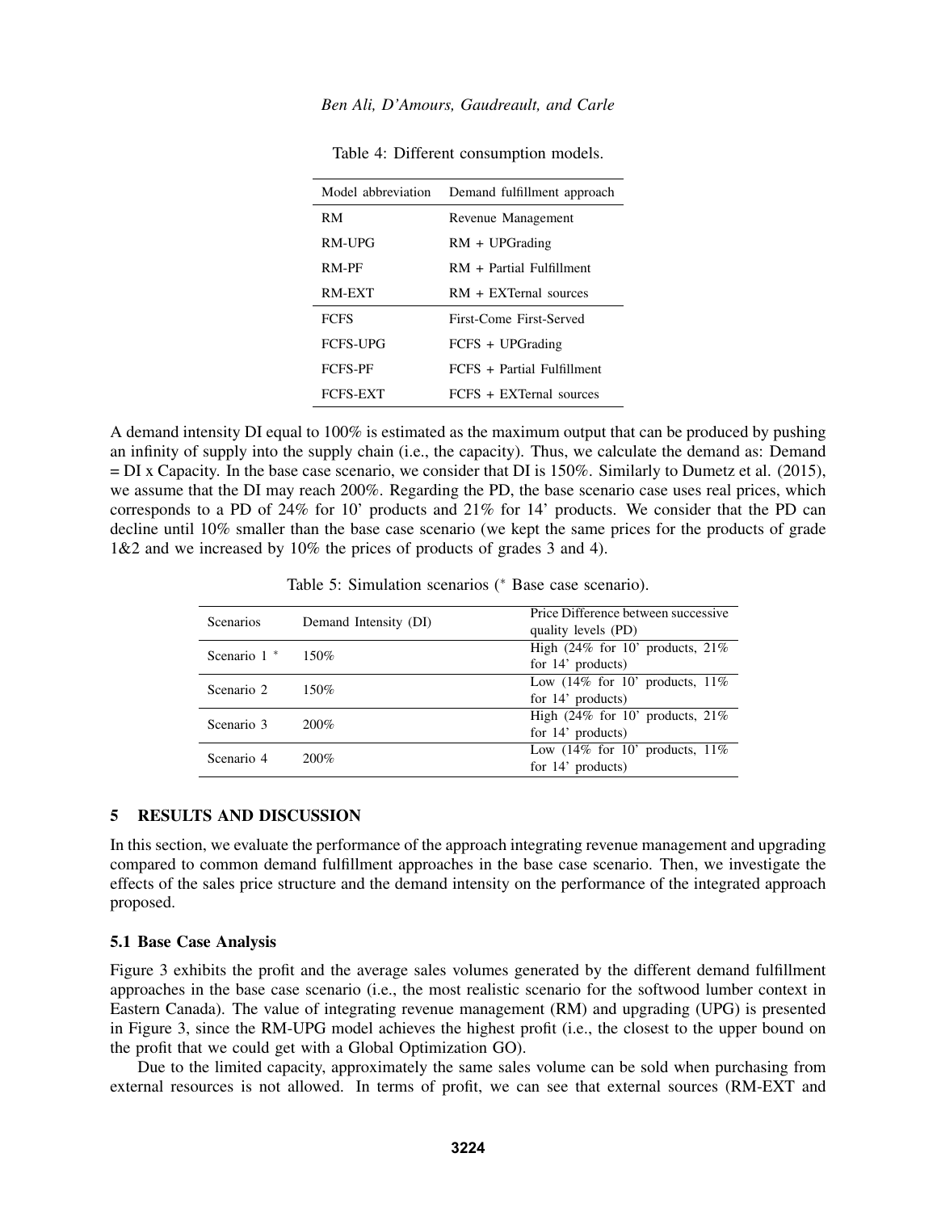Table 4: Different consumption models.

| Model abbreviation | Demand fulfillment approach |
| --- | --- |
| RM | Revenue Management |
| RM-UPG | RM + UPGrading |
| RM-PF | RM + Partial Fulfillment |
| RM-EXT | RM + EXTernal sources |
| FCFS | First-Come First-Served |
| FCFS-UPG | FCFS + UPGrading |
| FCFS-PF | FCFS + Partial Fulfillment |
| FCFS-EXT | FCFS + EXTernal sources |

A demand intensity DI equal to 100% is estimated as the maximum output that can be produced by pushing an infinity of supply into the supply chain (i.e., the capacity). Thus, we calculate the demand as: Demand = DI x Capacity. In the base case scenario, we consider that DI is 150%. Similarly to Dumetz et al. (2015), we assume that the DI may reach 200%. Regarding the PD, the base scenario case uses real prices, which corresponds to a PD of 24% for 10' products and 21% for 14' products. We consider that the PD can decline until 10% smaller than the base case scenario (we kept the same prices for the products of grade 1&2 and we increased by 10% the prices of products of grades 3 and 4).

Table 5: Simulation scenarios (* Base case scenario).

| Scenarios | Demand Intensity (DI) | Price Difference between successive quality levels (PD) |
| --- | --- | --- |
| Scenario 1 * | 150% | High (24% for 10' products, 21% for 14' products) |
| Scenario 2 | 150% | Low (14% for 10' products, 11% for 14' products) |
| Scenario 3 | 200% | High (24% for 10' products, 21% for 14' products) |
| Scenario 4 | 200% | Low (14% for 10' products, 11% for 14' products) |

## 5 RESULTS AND DISCUSSION

In this section, we evaluate the performance of the approach integrating revenue management and upgrading compared to common demand fulfillment approaches in the base case scenario. Then, we investigate the effects of the sales price structure and the demand intensity on the performance of the integrated approach proposed.

### 5.1 Base Case Analysis

Figure 3 exhibits the profit and the average sales volumes generated by the different demand fulfillment approaches in the base case scenario (i.e., the most realistic scenario for the softwood lumber context in Eastern Canada). The value of integrating revenue management (RM) and upgrading (UPG) is presented in Figure 3, since the RM-UPG model achieves the highest profit (i.e., the closest to the upper bound on the profit that we could get with a Global Optimization GO).

Due to the limited capacity, approximately the same sales volume can be sold when purchasing from external resources is not allowed. In terms of profit, we can see that external sources (RM-EXT and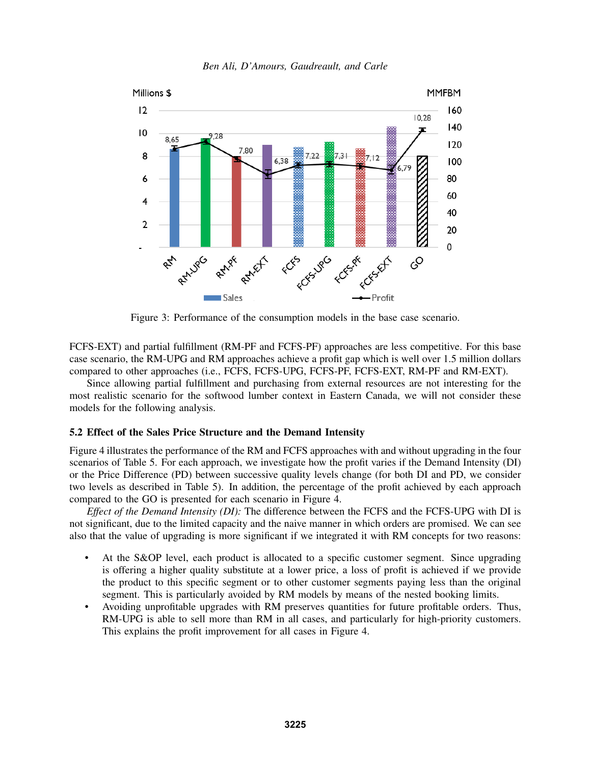Figure 3: Performance of the consumption models in the base case scenario.

FCFS-EXT) and partial fulfillment (RM-PF and FCFS-PF) approaches are less competitive. For this base case scenario, the RM-UPG and RM approaches achieve a profit gap which is well over 1.5 million dollars compared to other approaches (i.e., FCFS, FCFS-UPG, FCFS-PF, FCFS-EXT, RM-PF and RM-EXT).

Since allowing partial fulfillment and purchasing from external resources are not interesting for the most realistic scenario for the softwood lumber context in Eastern Canada, we will not consider these models for the following analysis.

### 5.2 Effect of the Sales Price Structure and the Demand Intensity

Figure 4 illustrates the performance of the RM and FCFS approaches with and without upgrading in the four scenarios of Table 5. For each approach, we investigate how the profit varies if the Demand Intensity (DI) or the Price Difference (PD) between successive quality levels change (for both DI and PD, we consider two levels as described in Table 5). In addition, the percentage of the profit achieved by each approach compared to the GO is presented for each scenario in Figure 4.

*Effect of the Demand Intensity (DI):* The difference between the FCFS and the FCFS-UPG with DI is not significant, due to the limited capacity and the naive manner in which orders are promised. We can see also that the value of upgrading is more significant if we integrated it with RM concepts for two reasons:

- At the S&OP level, each product is allocated to a specific customer segment. Since upgrading is offering a higher quality substitute at a lower price, a loss of profit is achieved if we provide the product to this specific segment or to other customer segments paying less than the original segment. This is particularly avoided by RM models by means of the nested booking limits.
- Avoiding unprofitable upgrades with RM preserves quantities for future profitable orders. Thus, RM-UPG is able to sell more than RM in all cases, and particularly for high-priority customers. This explains the profit improvement for all cases in Figure 4.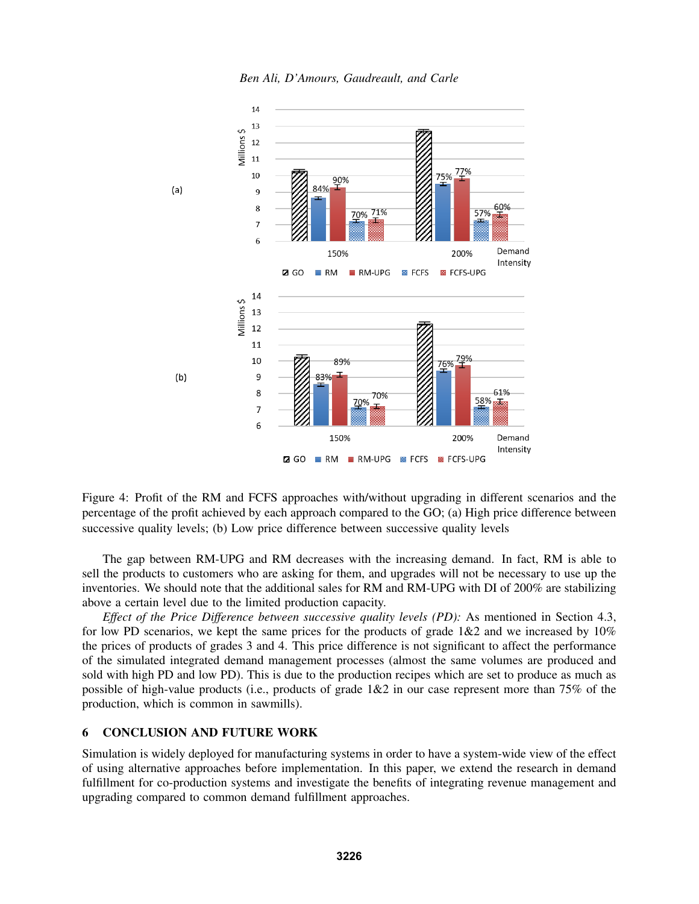Figure 4: Profit of the RM and FCFS approaches with/without upgrading in different scenarios and the percentage of the profit achieved by each approach compared to the GO; (a) High price difference between successive quality levels; (b) Low price difference between successive quality levels

The gap between RM-UPG and RM decreases with the increasing demand. In fact, RM is able to sell the products to customers who are asking for them, and upgrades will not be necessary to use up the inventories. We should note that the additional sales for RM and RM-UPG with DI of 200% are stabilizing above a certain level due to the limited production capacity.

*Effect of the Price Difference between successive quality levels (PD):* As mentioned in Section 4.3, for low PD scenarios, we kept the same prices for the products of grade 1&2 and we increased by 10% the prices of products of grades 3 and 4. This price difference is not significant to affect the performance of the simulated integrated demand management processes (almost the same volumes are produced and sold with high PD and low PD). This is due to the production recipes which are set to produce as much as possible of high-value products (i.e., products of grade 1&2 in our case represent more than 75% of the production, which is common in sawmills).

## 6 CONCLUSION AND FUTURE WORK

Simulation is widely deployed for manufacturing systems in order to have a system-wide view of the effect of using alternative approaches before implementation. In this paper, we extend the research in demand fulfillment for co-production systems and investigate the benefits of integrating revenue management and upgrading compared to common demand fulfillment approaches.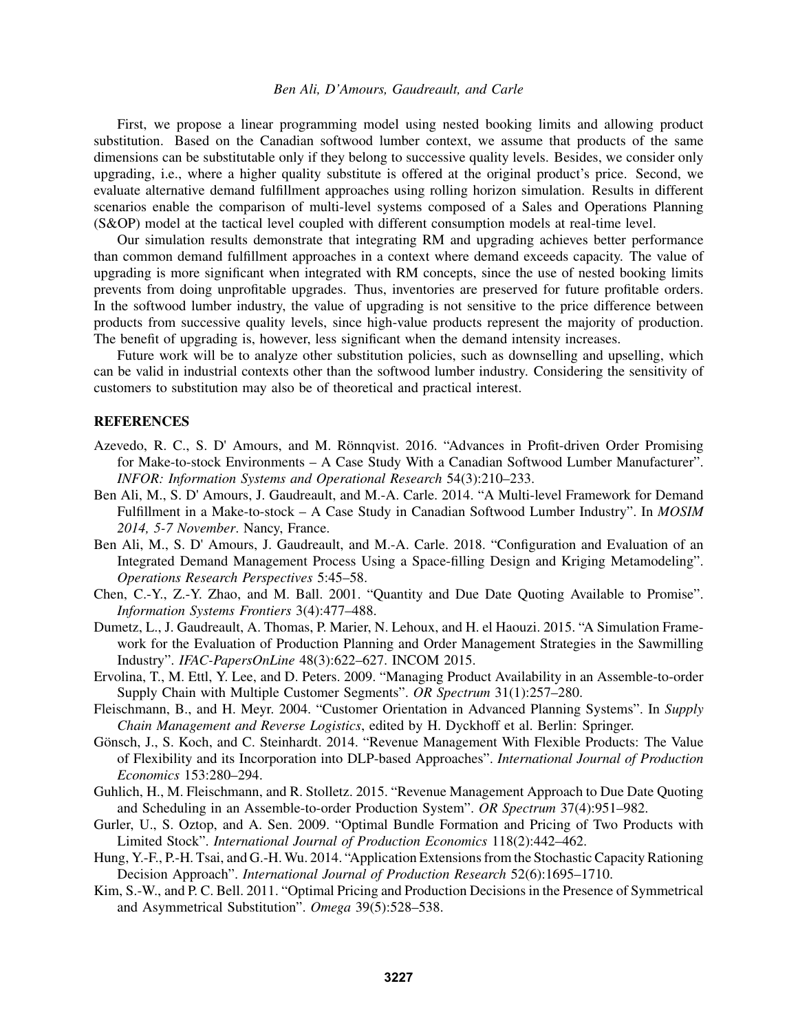First, we propose a linear programming model using nested booking limits and allowing product substitution. Based on the Canadian softwood lumber context, we assume that products of the same dimensions can be substitutable only if they belong to successive quality levels. Besides, we consider only upgrading, i.e., where a higher quality substitute is offered at the original product's price. Second, we evaluate alternative demand fulfillment approaches using rolling horizon simulation. Results in different scenarios enable the comparison of multi-level systems composed of a Sales and Operations Planning (S&OP) model at the tactical level coupled with different consumption models at real-time level.

Our simulation results demonstrate that integrating RM and upgrading achieves better performance than common demand fulfillment approaches in a context where demand exceeds capacity. The value of upgrading is more significant when integrated with RM concepts, since the use of nested booking limits prevents from doing unprofitable upgrades. Thus, inventories are preserved for future profitable orders. In the softwood lumber industry, the value of upgrading is not sensitive to the price difference between products from successive quality levels, since high-value products represent the majority of production. The benefit of upgrading is, however, less significant when the demand intensity increases.

Future work will be to analyze other substitution policies, such as downselling and upselling, which can be valid in industrial contexts other than the softwood lumber industry. Considering the sensitivity of customers to substitution may also be of theoretical and practical interest.

## REFERENCES

Azevedo, R. C., S. D' Amours, and M. Rönnqvist. 2016. "Advances in Profit-driven Order Promising for Make-to-stock Environments – A Case Study With a Canadian Softwood Lumber Manufacturer". *INFOR: Information Systems and Operational Research* 54(3):210–233.

Ben Ali, M., S. D' Amours, J. Gaudreault, and M.-A. Carle. 2014. "A Multi-level Framework for Demand Fulfillment in a Make-to-stock – A Case Study in Canadian Softwood Lumber Industry". In *MOSIM 2014, 5-7 November*. Nancy, France.

Ben Ali, M., S. D' Amours, J. Gaudreault, and M.-A. Carle. 2018. "Configuration and Evaluation of an Integrated Demand Management Process Using a Space-filling Design and Kriging Metamodeling". *Operations Research Perspectives* 5:45–58.

Chen, C.-Y., Z.-Y. Zhao, and M. Ball. 2001. "Quantity and Due Date Quoting Available to Promise". *Information Systems Frontiers* 3(4):477–488.

Dumetz, L., J. Gaudreault, A. Thomas, P. Marier, N. Lehoux, and H. el Haouzi. 2015. "A Simulation Framework for the Evaluation of Production Planning and Order Management Strategies in the Sawmilling Industry". *IFAC-PapersOnLine* 48(3):622–627. INCOM 2015.

Ervolina, T., M. Ettl, Y. Lee, and D. Peters. 2009. "Managing Product Availability in an Assemble-to-order Supply Chain with Multiple Customer Segments". *OR Spectrum* 31(1):257–280.

Fleischmann, B., and H. Meyr. 2004. "Customer Orientation in Advanced Planning Systems". In *Supply Chain Management and Reverse Logistics*, edited by H. Dyckhoff et al. Berlin: Springer.

Gönsch, J., S. Koch, and C. Steinhardt. 2014. "Revenue Management With Flexible Products: The Value of Flexibility and its Incorporation into DLP-based Approaches". *International Journal of Production Economics* 153:280–294.

Guhlich, H., M. Fleischmann, and R. Stolletz. 2015. "Revenue Management Approach to Due Date Quoting and Scheduling in an Assemble-to-order Production System". *OR Spectrum* 37(4):951–982.

Gurler, U., S. Oztop, and A. Sen. 2009. "Optimal Bundle Formation and Pricing of Two Products with Limited Stock". *International Journal of Production Economics* 118(2):442–462.

Hung, Y.-F., P.-H. Tsai, and G.-H. Wu. 2014. "Application Extensions from the Stochastic Capacity Rationing Decision Approach". *International Journal of Production Research* 52(6):1695–1710.

Kim, S.-W., and P. C. Bell. 2011. "Optimal Pricing and Production Decisions in the Presence of Symmetrical and Asymmetrical Substitution". *Omega* 39(5):528–538.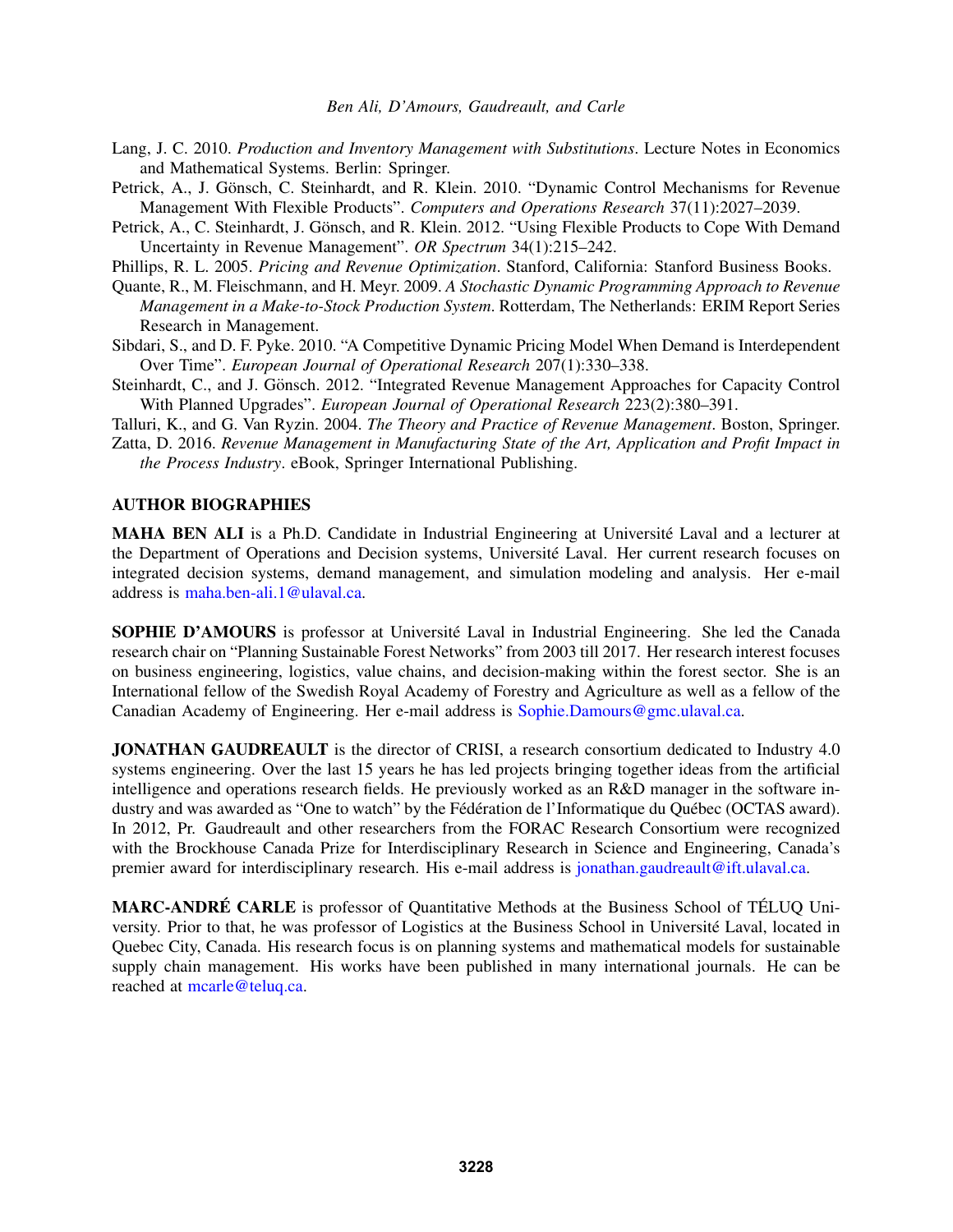Lang, J. C. 2010. *Production and Inventory Management with Substitutions*. Lecture Notes in Economics and Mathematical Systems. Berlin: Springer.

Petrick, A., J. Gönsch, C. Steinhardt, and R. Klein. 2010. "Dynamic Control Mechanisms for Revenue Management With Flexible Products". *Computers and Operations Research* 37(11):2027–2039.

Petrick, A., C. Steinhardt, J. Gönsch, and R. Klein. 2012. "Using Flexible Products to Cope With Demand Uncertainty in Revenue Management". *OR Spectrum* 34(1):215–242.

Phillips, R. L. 2005. *Pricing and Revenue Optimization*. Stanford, California: Stanford Business Books.

Quante, R., M. Fleischmann, and H. Meyr. 2009. *A Stochastic Dynamic Programming Approach to Revenue Management in a Make-to-Stock Production System*. Rotterdam, The Netherlands: ERIM Report Series Research in Management.

Sibdari, S., and D. F. Pyke. 2010. "A Competitive Dynamic Pricing Model When Demand is Interdependent Over Time". *European Journal of Operational Research* 207(1):330–338.

Steinhardt, C., and J. Gönsch. 2012. "Integrated Revenue Management Approaches for Capacity Control With Planned Upgrades". *European Journal of Operational Research* 223(2):380–391.

Talluri, K., and G. Van Ryzin. 2004. *The Theory and Practice of Revenue Management*. Boston, Springer.

Zatta, D. 2016. *Revenue Management in Manufacturing State of the Art, Application and Profit Impact in the Process Industry*. eBook, Springer International Publishing.

## AUTHOR BIOGRAPHIES

**MAHA BEN ALI** is a Ph.D. Candidate in Industrial Engineering at Université Laval and a lecturer at the Department of Operations and Decision systems, Université Laval. Her current research focuses on integrated decision systems, demand management, and simulation modeling and analysis. Her e-mail address is maha.ben-ali.1@ulaval.ca.

**SOPHIE D'AMOURS** is professor at Université Laval in Industrial Engineering. She led the Canada research chair on "Planning Sustainable Forest Networks" from 2003 till 2017. Her research interest focuses on business engineering, logistics, value chains, and decision-making within the forest sector. She is an International fellow of the Swedish Royal Academy of Forestry and Agriculture as well as a fellow of the Canadian Academy of Engineering. Her e-mail address is Sophie.Damours@gmc.ulaval.ca.

**JONATHAN GAUDREAULT** is the director of CRISI, a research consortium dedicated to Industry 4.0 systems engineering. Over the last 15 years he has led projects bringing together ideas from the artificial intelligence and operations research fields. He previously worked as an R&D manager in the software industry and was awarded as "One to watch" by the Fédération de l'Informatique du Québec (OCTAS award). In 2012, Pr. Gaudreault and other researchers from the FORAC Research Consortium were recognized with the Brockhouse Canada Prize for Interdisciplinary Research in Science and Engineering, Canada's premier award for interdisciplinary research. His e-mail address is jonathan.gaudreault@ift.ulaval.ca.

**MARC-ANDRÉ CARLE** is professor of Quantitative Methods at the Business School of TÉLUQ University. Prior to that, he was professor of Logistics at the Business School in Université Laval, located in Quebec City, Canada. His research focus is on planning systems and mathematical models for sustainable supply chain management. His works have been published in many international journals. He can be reached at mcarle@teluq.ca.